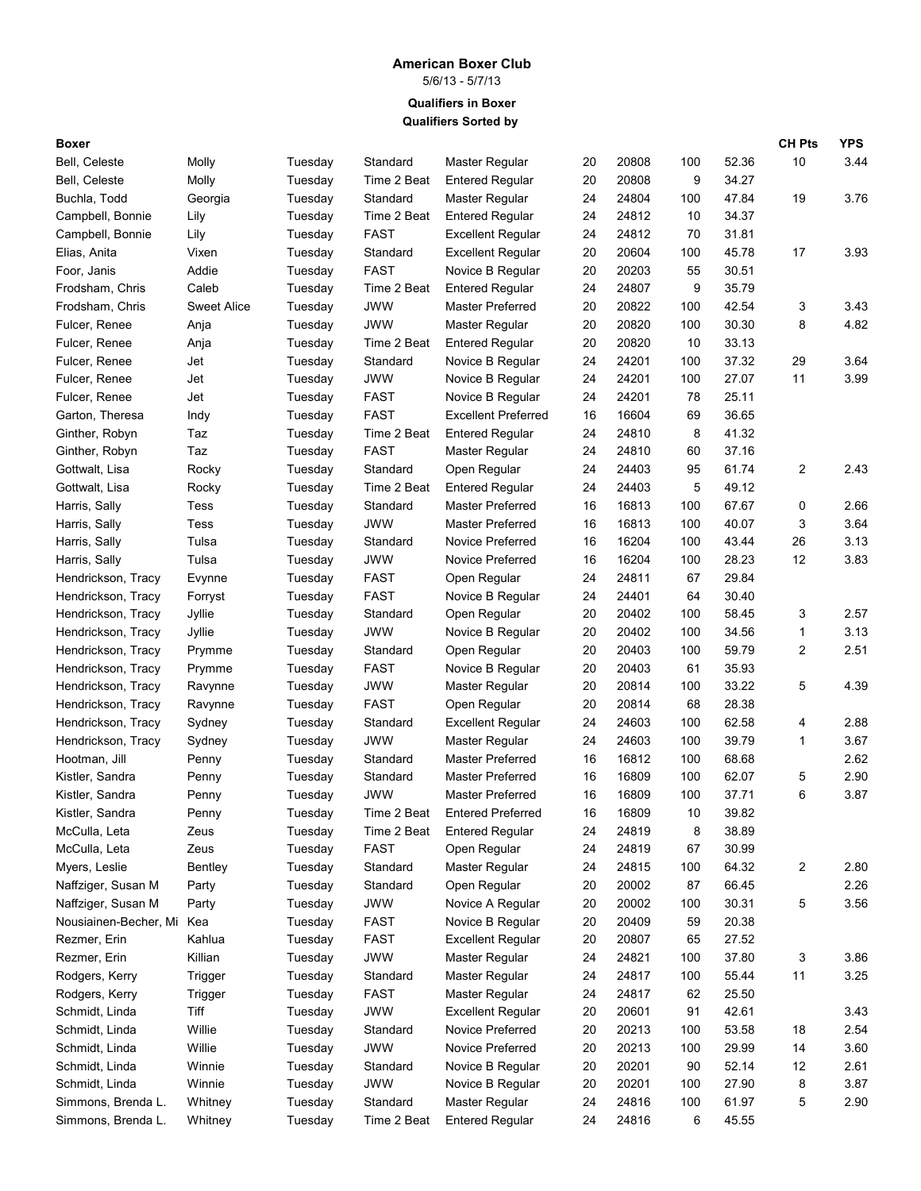# American Boxer Club

5/6/13 - 5/7/13

**Qualifiers in Boxer**

**Qualifiers Sorted by**

| Boxer | | | | | | | | | CH Pts | YPS |
|---|---|---|---|---|---|---|---|---|---|---|
| Bell, Celeste | Molly | Tuesday | Standard | Master Regular | 20 | 20808 | 100 | 52.36 | 10 | 3.44 |
| Bell, Celeste | Molly | Tuesday | Time 2 Beat | Entered Regular | 20 | 20808 | 9 | 34.27 | | |
| Buchla, Todd | Georgia | Tuesday | Standard | Master Regular | 24 | 24804 | 100 | 47.84 | 19 | 3.76 |
| Campbell, Bonnie | Lily | Tuesday | Time 2 Beat | Entered Regular | 24 | 24812 | 10 | 34.37 | | |
| Campbell, Bonnie | Lily | Tuesday | FAST | Excellent Regular | 24 | 24812 | 70 | 31.81 | | |
| Elias, Anita | Vixen | Tuesday | Standard | Excellent Regular | 20 | 20604 | 100 | 45.78 | 17 | 3.93 |
| Foor, Janis | Addie | Tuesday | FAST | Novice B Regular | 20 | 20203 | 55 | 30.51 | | |
| Frodsham, Chris | Caleb | Tuesday | Time 2 Beat | Entered Regular | 24 | 24807 | 9 | 35.79 | | |
| Frodsham, Chris | Sweet Alice | Tuesday | JWW | Master Preferred | 20 | 20822 | 100 | 42.54 | 3 | 3.43 |
| Fulcer, Renee | Anja | Tuesday | JWW | Master Regular | 20 | 20820 | 100 | 30.30 | 8 | 4.82 |
| Fulcer, Renee | Anja | Tuesday | Time 2 Beat | Entered Regular | 20 | 20820 | 10 | 33.13 | | |
| Fulcer, Renee | Jet | Tuesday | Standard | Novice B Regular | 24 | 24201 | 100 | 37.32 | 29 | 3.64 |
| Fulcer, Renee | Jet | Tuesday | JWW | Novice B Regular | 24 | 24201 | 100 | 27.07 | 11 | 3.99 |
| Fulcer, Renee | Jet | Tuesday | FAST | Novice B Regular | 24 | 24201 | 78 | 25.11 | | |
| Garton, Theresa | Indy | Tuesday | FAST | Excellent Preferred | 16 | 16604 | 69 | 36.65 | | |
| Ginther, Robyn | Taz | Tuesday | Time 2 Beat | Entered Regular | 24 | 24810 | 8 | 41.32 | | |
| Ginther, Robyn | Taz | Tuesday | FAST | Master Regular | 24 | 24810 | 60 | 37.16 | | |
| Gottwalt, Lisa | Rocky | Tuesday | Standard | Open Regular | 24 | 24403 | 95 | 61.74 | 2 | 2.43 |
| Gottwalt, Lisa | Rocky | Tuesday | Time 2 Beat | Entered Regular | 24 | 24403 | 5 | 49.12 | | |
| Harris, Sally | Tess | Tuesday | Standard | Master Preferred | 16 | 16813 | 100 | 67.67 | 0 | 2.66 |
| Harris, Sally | Tess | Tuesday | JWW | Master Preferred | 16 | 16813 | 100 | 40.07 | 3 | 3.64 |
| Harris, Sally | Tulsa | Tuesday | Standard | Novice Preferred | 16 | 16204 | 100 | 43.44 | 26 | 3.13 |
| Harris, Sally | Tulsa | Tuesday | JWW | Novice Preferred | 16 | 16204 | 100 | 28.23 | 12 | 3.83 |
| Hendrickson, Tracy | Evynne | Tuesday | FAST | Open Regular | 24 | 24811 | 67 | 29.84 | | |
| Hendrickson, Tracy | Forryst | Tuesday | FAST | Novice B Regular | 24 | 24401 | 64 | 30.40 | | |
| Hendrickson, Tracy | Jyllie | Tuesday | Standard | Open Regular | 20 | 20402 | 100 | 58.45 | 3 | 2.57 |
| Hendrickson, Tracy | Jyllie | Tuesday | JWW | Novice B Regular | 20 | 20402 | 100 | 34.56 | 1 | 3.13 |
| Hendrickson, Tracy | Prymme | Tuesday | Standard | Open Regular | 20 | 20403 | 100 | 59.79 | 2 | 2.51 |
| Hendrickson, Tracy | Prymme | Tuesday | FAST | Novice B Regular | 20 | 20403 | 61 | 35.93 | | |
| Hendrickson, Tracy | Ravynne | Tuesday | JWW | Master Regular | 20 | 20814 | 100 | 33.22 | 5 | 4.39 |
| Hendrickson, Tracy | Ravynne | Tuesday | FAST | Open Regular | 20 | 20814 | 68 | 28.38 | | |
| Hendrickson, Tracy | Sydney | Tuesday | Standard | Excellent Regular | 24 | 24603 | 100 | 62.58 | 4 | 2.88 |
| Hendrickson, Tracy | Sydney | Tuesday | JWW | Master Regular | 24 | 24603 | 100 | 39.79 | 1 | 3.67 |
| Hootman, Jill | Penny | Tuesday | Standard | Master Preferred | 16 | 16812 | 100 | 68.68 | | 2.62 |
| Kistler, Sandra | Penny | Tuesday | Standard | Master Preferred | 16 | 16809 | 100 | 62.07 | 5 | 2.90 |
| Kistler, Sandra | Penny | Tuesday | JWW | Master Preferred | 16 | 16809 | 100 | 37.71 | 6 | 3.87 |
| Kistler, Sandra | Penny | Tuesday | Time 2 Beat | Entered Preferred | 16 | 16809 | 10 | 39.82 | | |
| McCulla, Leta | Zeus | Tuesday | Time 2 Beat | Entered Regular | 24 | 24819 | 8 | 38.89 | | |
| McCulla, Leta | Zeus | Tuesday | FAST | Open Regular | 24 | 24819 | 67 | 30.99 | | |
| Myers, Leslie | Bentley | Tuesday | Standard | Master Regular | 24 | 24815 | 100 | 64.32 | 2 | 2.80 |
| Naffziger, Susan M | Party | Tuesday | Standard | Open Regular | 20 | 20002 | 87 | 66.45 | | 2.26 |
| Naffziger, Susan M | Party | Tuesday | JWW | Novice A Regular | 20 | 20002 | 100 | 30.31 | 5 | 3.56 |
| Nousiainen-Becher, Mi | Kea | Tuesday | FAST | Novice B Regular | 20 | 20409 | 59 | 20.38 | | |
| Rezmer, Erin | Kahlua | Tuesday | FAST | Excellent Regular | 20 | 20807 | 65 | 27.52 | | |
| Rezmer, Erin | Killian | Tuesday | JWW | Master Regular | 24 | 24821 | 100 | 37.80 | 3 | 3.86 |
| Rodgers, Kerry | Trigger | Tuesday | Standard | Master Regular | 24 | 24817 | 100 | 55.44 | 11 | 3.25 |
| Rodgers, Kerry | Trigger | Tuesday | FAST | Master Regular | 24 | 24817 | 62 | 25.50 | | |
| Schmidt, Linda | Tiff | Tuesday | JWW | Excellent Regular | 20 | 20601 | 91 | 42.61 | | 3.43 |
| Schmidt, Linda | Willie | Tuesday | Standard | Novice Preferred | 20 | 20213 | 100 | 53.58 | 18 | 2.54 |
| Schmidt, Linda | Willie | Tuesday | JWW | Novice Preferred | 20 | 20213 | 100 | 29.99 | 14 | 3.60 |
| Schmidt, Linda | Winnie | Tuesday | Standard | Novice B Regular | 20 | 20201 | 90 | 52.14 | 12 | 2.61 |
| Schmidt, Linda | Winnie | Tuesday | JWW | Novice B Regular | 20 | 20201 | 100 | 27.90 | 8 | 3.87 |
| Simmons, Brenda L. | Whitney | Tuesday | Standard | Master Regular | 24 | 24816 | 100 | 61.97 | 5 | 2.90 |
| Simmons, Brenda L. | Whitney | Tuesday | Time 2 Beat | Entered Regular | 24 | 24816 | 6 | 45.55 | | |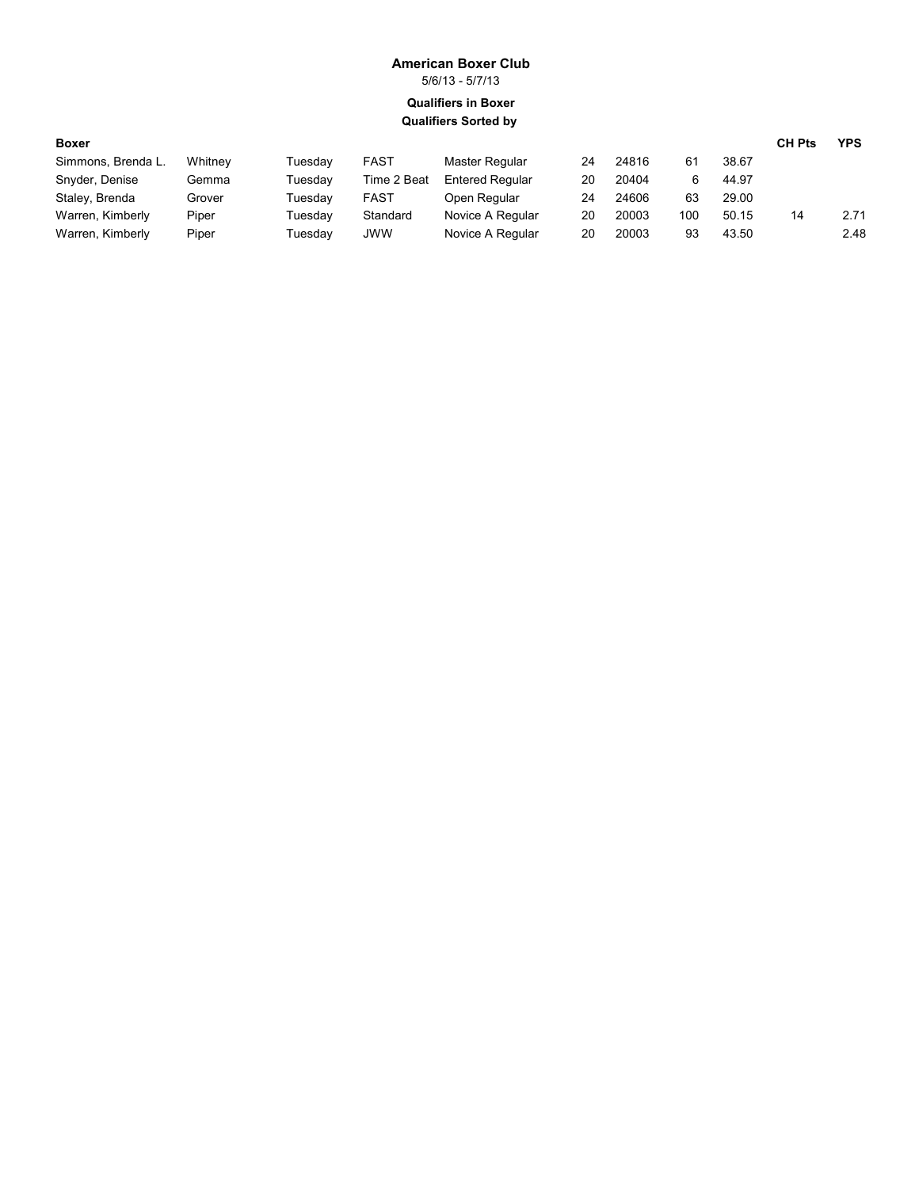**American Boxer Club**

5/6/13 - 5/7/13

**Qualifiers in Boxer**

**Qualifiers Sorted by**

| Boxer | | | | | | | | | CH Pts | YPS |
|---|---|---|---|---|---|---|---|---|---|---|
| Simmons, Brenda L. | Whitney | Tuesday | FAST | Master Regular | 24 | 24816 | 61 | 38.67 | | |
| Snyder, Denise | Gemma | Tuesday | Time 2 Beat | Entered Regular | 20 | 20404 | 6 | 44.97 | | |
| Staley, Brenda | Grover | Tuesday | FAST | Open Regular | 24 | 24606 | 63 | 29.00 | | |
| Warren, Kimberly | Piper | Tuesday | Standard | Novice A Regular | 20 | 20003 | 100 | 50.15 | 14 | 2.71 |
| Warren, Kimberly | Piper | Tuesday | JWW | Novice A Regular | 20 | 20003 | 93 | 43.50 | | 2.48 |